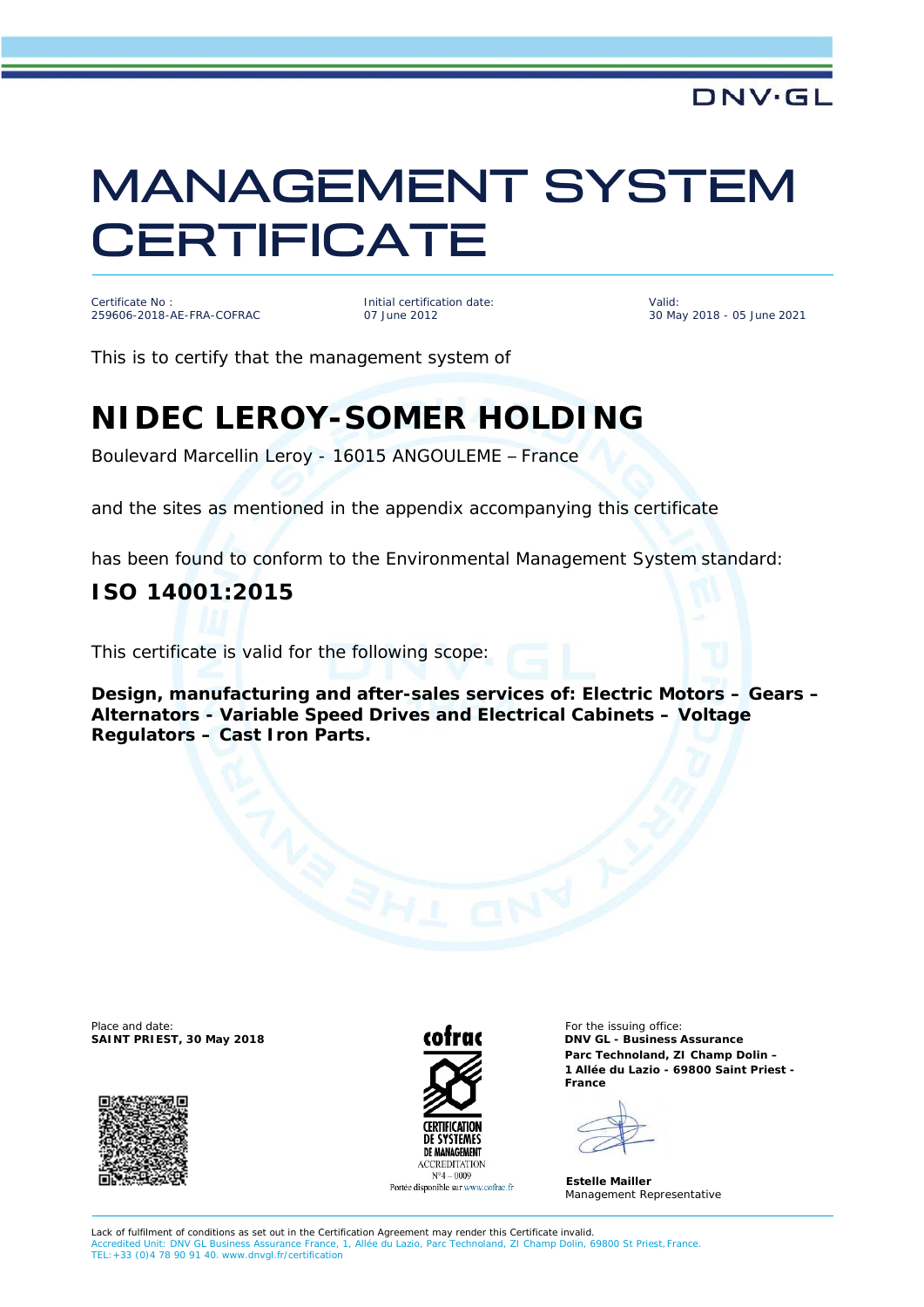DNV·GL

# MANAGEMENT SYSTEM CERTIFICATE

| Certificate No : | Initial certification date: | Valid: |
| --- | --- | --- |
| 259606-2018-AE-FRA-COFRAC | 07 June 2012 | 30 May 2018 - 05 June 2021 |

This is to certify that the management system of

## NIDEC LEROY-SOMER HOLDING

Boulevard Marcellin Leroy - 16015 ANGOULEME – France

and the sites as mentioned in the appendix accompanying this certificate

has been found to conform to the Environmental Management System standard:

### ISO 14001:2015

This certificate is valid for the following scope:

**Design, manufacturing and after-sales services of: Electric Motors – Gears – Alternators - Variable Speed Drives and Electrical Cabinets – Voltage Regulators – Cast Iron Parts.**

Place and date:
**SAINT PRIEST, 30 May 2018**

cofrac
CERTIFICATION DE SYSTEMES DE MANAGEMENT
ACCREDITATION
N°4 – 0009
Portée disponible sur www.cofrac.fr

For the issuing office:
**DNV GL - Business Assurance**
**Parc Technoland, ZI Champ Dolin –**
**1 Allée du Lazio - 69800 Saint Priest - France**

**Estelle Mailler**
Management Representative

Lack of fulfilment of conditions as set out in the Certification Agreement may render this Certificate invalid.
Accredited Unit: DNV GL Business Assurance France, 1, Allée du Lazio, Parc Technoland, ZI Champ Dolin, 69800 St Priest, France.
TEL: +33 (0)4 78 90 91 40. www.dnvgl.fr/certification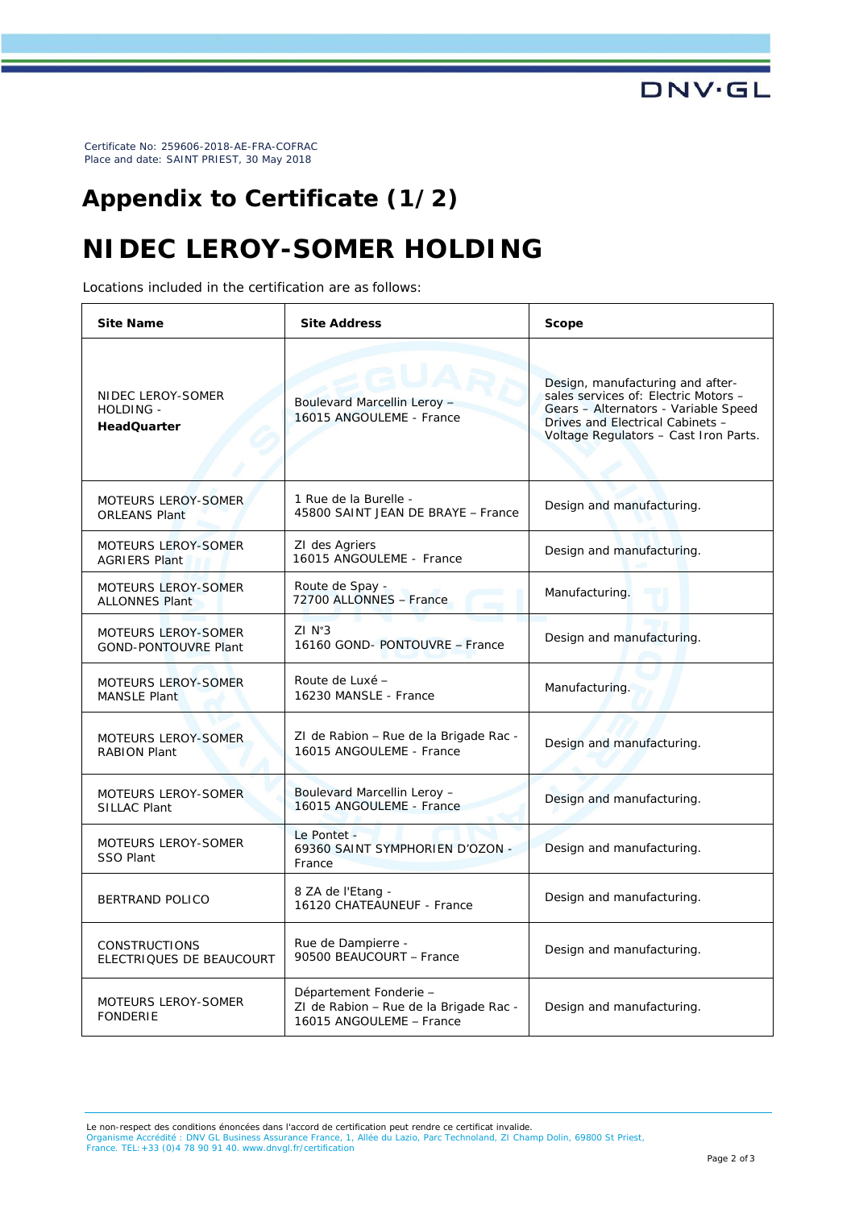Certificate No: 259606-2018-AE-FRA-COFRAC
Place and date: SAINT PRIEST, 30 May 2018

# Appendix to Certificate (1/2)

# NIDEC LEROY-SOMER HOLDING

Locations included in the certification are as follows:

| Site Name | Site Address | Scope |
|---|---|---|
| NIDEC LEROY-SOMER HOLDING - **HeadQuarter** | Boulevard Marcellin Leroy – 16015 ANGOULEME - France | Design, manufacturing and after-sales services of: Electric Motors – Gears – Alternators - Variable Speed Drives and Electrical Cabinets – Voltage Regulators – Cast Iron Parts. |
| MOTEURS LEROY-SOMER ORLEANS Plant | 1 Rue de la Burelle - 45800 SAINT JEAN DE BRAYE – France | Design and manufacturing. |
| MOTEURS LEROY-SOMER AGRIERS Plant | ZI des Agriers 16015 ANGOULEME - France | Design and manufacturing. |
| MOTEURS LEROY-SOMER ALLONNES Plant | Route de Spay - 72700 ALLONNES – France | Manufacturing. |
| MOTEURS LEROY-SOMER GOND-PONTOUVRE Plant | ZI N°3 16160 GOND- PONTOUVRE – France | Design and manufacturing. |
| MOTEURS LEROY-SOMER MANSLE Plant | Route de Luxé – 16230 MANSLE - France | Manufacturing. |
| MOTEURS LEROY-SOMER RABION Plant | ZI de Rabion – Rue de la Brigade Rac - 16015 ANGOULEME - France | Design and manufacturing. |
| MOTEURS LEROY-SOMER SILLAC Plant | Boulevard Marcellin Leroy – 16015 ANGOULEME - France | Design and manufacturing. |
| MOTEURS LEROY-SOMER SSO Plant | Le Pontet - 69360 SAINT SYMPHORIEN D'OZON - France | Design and manufacturing. |
| BERTRAND POLICO | 8 ZA de l'Etang - 16120 CHATEAUNEUF - France | Design and manufacturing. |
| CONSTRUCTIONS ELECTRIQUES DE BEAUCOURT | Rue de Dampierre - 90500 BEAUCOURT – France | Design and manufacturing. |
| MOTEURS LEROY-SOMER FONDERIE | Département Fonderie – ZI de Rabion – Rue de la Brigade Rac - 16015 ANGOULEME – France | Design and manufacturing. |

Le non-respect des conditions énoncées dans l'accord de certification peut rendre ce certificat invalide.
Organisme Accrédité : DNV GL Business Assurance France, 1, Allée du Lazio, Parc Technoland, ZI Champ Dolin, 69800 St Priest, France. TEL: +33 (0)4 78 90 91 40. www.dnvgl.fr/certification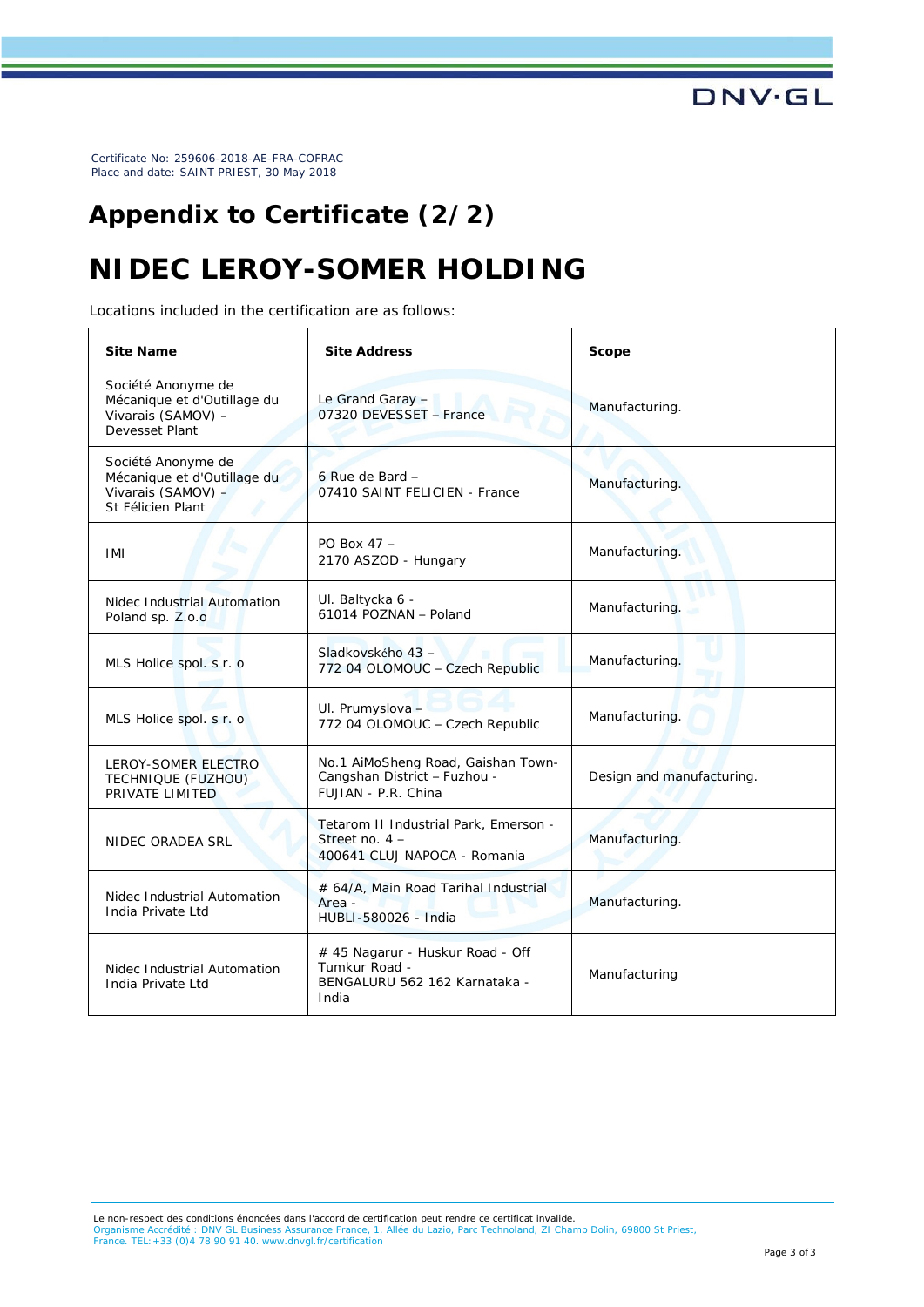Certificate No: 259606-2018-AE-FRA-COFRAC
Place and date: SAINT PRIEST, 30 May 2018

# Appendix to Certificate (2/2)

# NIDEC LEROY-SOMER HOLDING

Locations included in the certification are as follows:

| Site Name | Site Address | Scope |
|---|---|---|
| Société Anonyme de Mécanique et d'Outillage du Vivarais (SAMOV) – Devesset Plant | Le Grand Garay – 07320 DEVESSET – France | Manufacturing. |
| Société Anonyme de Mécanique et d'Outillage du Vivarais (SAMOV) – St Félicien Plant | 6 Rue de Bard – 07410 SAINT FELICIEN - France | Manufacturing. |
| IMI | PO Box 47 – 2170 ASZOD - Hungary | Manufacturing. |
| Nidec Industrial Automation Poland sp. Z.o.o | Ul. Baltycka 6 - 61014 POZNAN – Poland | Manufacturing. |
| MLS Holice spol. s r. o | Sladkovského 43 – 772 04 OLOMOUC – Czech Republic | Manufacturing. |
| MLS Holice spol. s r. o | Ul. Prumyslova – 772 04 OLOMOUC – Czech Republic | Manufacturing. |
| LEROY-SOMER ELECTRO TECHNIQUE (FUZHOU) PRIVATE LIMITED | No.1 AiMoSheng Road, Gaishan Town-Cangshan District – Fuzhou - FUJIAN - P.R. China | Design and manufacturing. |
| NIDEC ORADEA SRL | Tetarom II Industrial Park, Emerson - Street no. 4 – 400641 CLUJ NAPOCA - Romania | Manufacturing. |
| Nidec Industrial Automation India Private Ltd | # 64/A, Main Road Tarihal Industrial Area - HUBLI-580026 - India | Manufacturing. |
| Nidec Industrial Automation India Private Ltd | # 45 Nagarur - Huskur Road - Off Tumkur Road - BENGALURU 562 162 Karnataka - India | Manufacturing |

Le non-respect des conditions énoncées dans l'accord de certification peut rendre ce certificat invalide.
Organisme Accrédité : DNV GL Business Assurance France, 1, Allée du Lazio, Parc Technoland, ZI Champ Dolin, 69800 St Priest, France. TEL: +33 (0)4 78 90 91 40. www.dnvgl.fr/certification